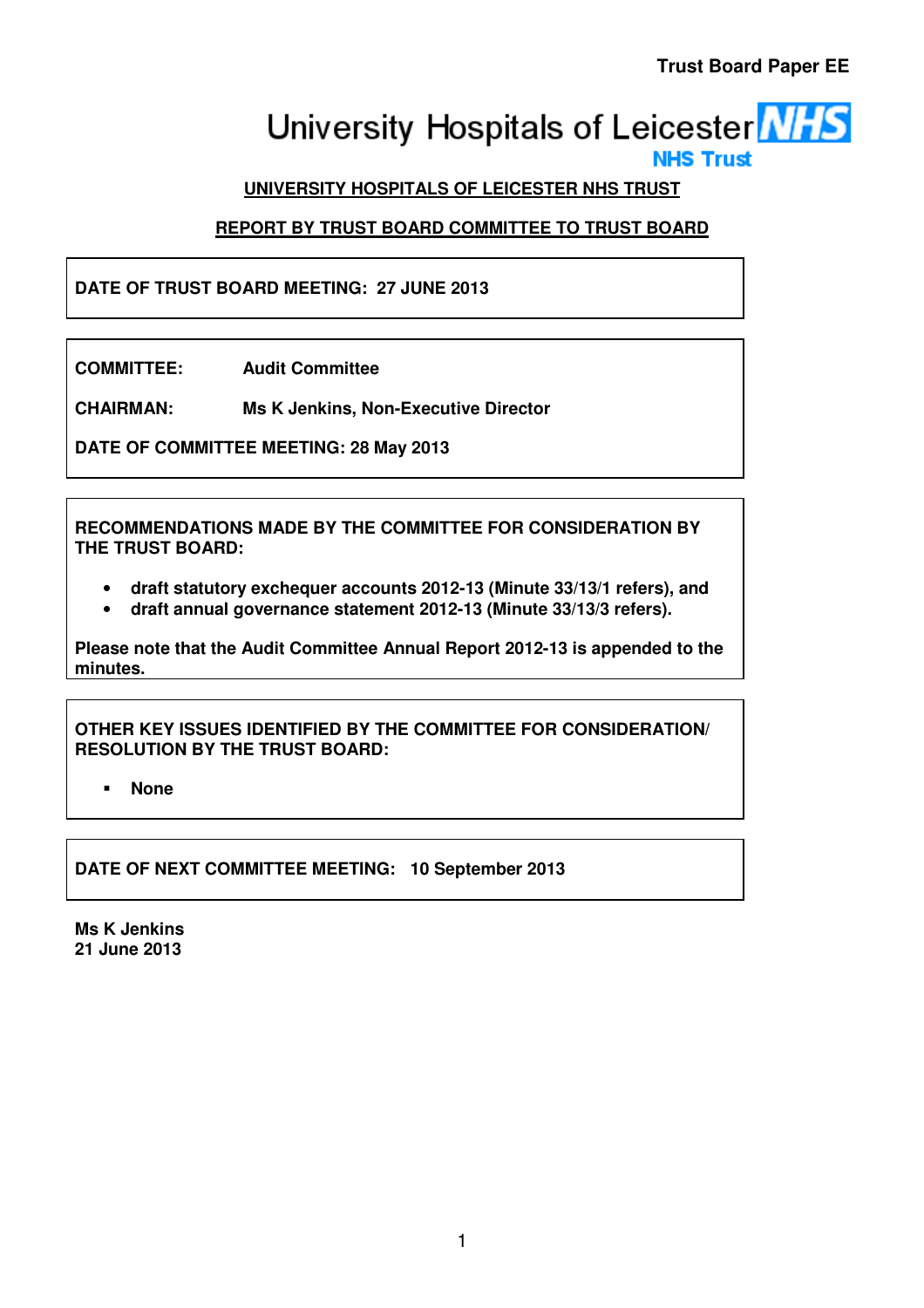**Trust Board Paper EE**

University Hospitals of Leicester NHS Trust

**UNIVERSITY HOSPITALS OF LEICESTER NHS TRUST**

**REPORT BY TRUST BOARD COMMITTEE TO TRUST BOARD**

**DATE OF TRUST BOARD MEETING: 27 JUNE 2013**

**COMMITTEE:** **Audit Committee**

**CHAIRMAN:** **Ms K Jenkins, Non-Executive Director**

**DATE OF COMMITTEE MEETING: 28 May 2013**

**RECOMMENDATIONS MADE BY THE COMMITTEE FOR CONSIDERATION BY THE TRUST BOARD:**

- **draft statutory exchequer accounts 2012-13 (Minute 33/13/1 refers), and**
- **draft annual governance statement 2012-13 (Minute 33/13/3 refers).**

**Please note that the Audit Committee Annual Report 2012-13 is appended to the minutes.**

**OTHER KEY ISSUES IDENTIFIED BY THE COMMITTEE FOR CONSIDERATION/ RESOLUTION BY THE TRUST BOARD:**

- **None**

**DATE OF NEXT COMMITTEE MEETING: 10 September 2013**

**Ms K Jenkins**
**21 June 2013**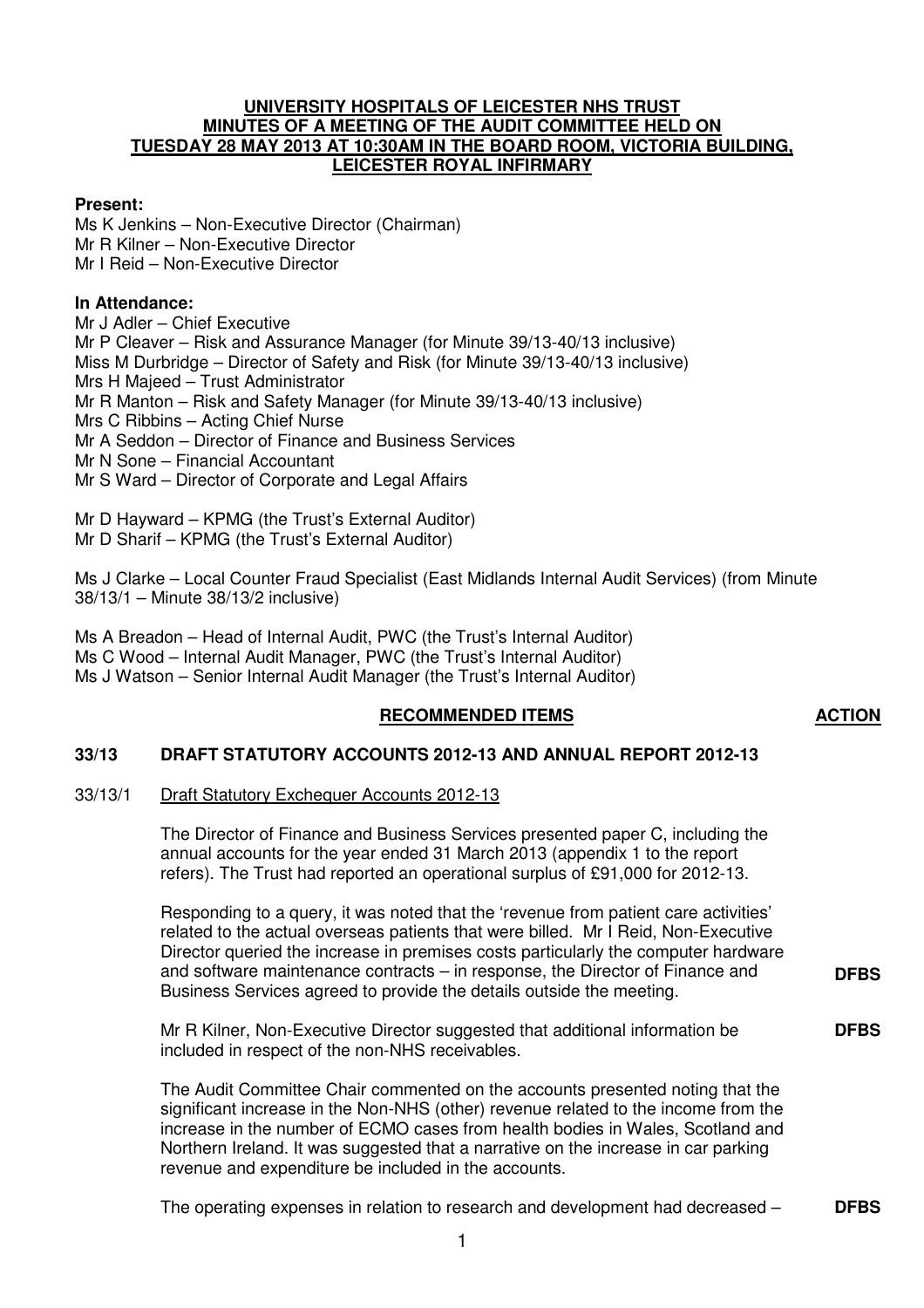**UNIVERSITY HOSPITALS OF LEICESTER NHS TRUST**
**MINUTES OF A MEETING OF THE AUDIT COMMITTEE HELD ON TUESDAY 28 MAY 2013 AT 10:30AM IN THE BOARD ROOM, VICTORIA BUILDING, LEICESTER ROYAL INFIRMARY**

**Present:**
Ms K Jenkins – Non-Executive Director (Chairman)
Mr R Kilner – Non-Executive Director
Mr I Reid – Non-Executive Director

**In Attendance:**
Mr J Adler – Chief Executive
Mr P Cleaver – Risk and Assurance Manager (for Minute 39/13-40/13 inclusive)
Miss M Durbridge – Director of Safety and Risk (for Minute 39/13-40/13 inclusive)
Mrs H Majeed – Trust Administrator
Mr R Manton – Risk and Safety Manager (for Minute 39/13-40/13 inclusive)
Mrs C Ribbins – Acting Chief Nurse
Mr A Seddon – Director of Finance and Business Services
Mr N Sone – Financial Accountant
Mr S Ward – Director of Corporate and Legal Affairs

Mr D Hayward – KPMG (the Trust's External Auditor)
Mr D Sharif – KPMG (the Trust's External Auditor)

Ms J Clarke – Local Counter Fraud Specialist (East Midlands Internal Audit Services) (from Minute 38/13/1 – Minute 38/13/2 inclusive)

Ms A Breadon – Head of Internal Audit, PWC (the Trust's Internal Auditor)
Ms C Wood – Internal Audit Manager, PWC (the Trust's Internal Auditor)
Ms J Watson – Senior Internal Audit Manager (the Trust's Internal Auditor)

**RECOMMENDED ITEMS** | **ACTION**

**33/13 DRAFT STATUTORY ACCOUNTS 2012-13 AND ANNUAL REPORT 2012-13**

33/13/1 Draft Statutory Exchequer Accounts 2012-13

The Director of Finance and Business Services presented paper C, including the annual accounts for the year ended 31 March 2013 (appendix 1 to the report refers). The Trust had reported an operational surplus of £91,000 for 2012-13.

Responding to a query, it was noted that the 'revenue from patient care activities' related to the actual overseas patients that were billed. Mr I Reid, Non-Executive Director queried the increase in premises costs particularly the computer hardware and software maintenance contracts – in response, the Director of Finance and Business Services agreed to provide the details outside the meeting. **DFBS**

Mr R Kilner, Non-Executive Director suggested that additional information be included in respect of the non-NHS receivables. **DFBS**

The Audit Committee Chair commented on the accounts presented noting that the significant increase in the Non-NHS (other) revenue related to the income from the increase in the number of ECMO cases from health bodies in Wales, Scotland and Northern Ireland. It was suggested that a narrative on the increase in car parking revenue and expenditure be included in the accounts.

The operating expenses in relation to research and development had decreased – **DFBS**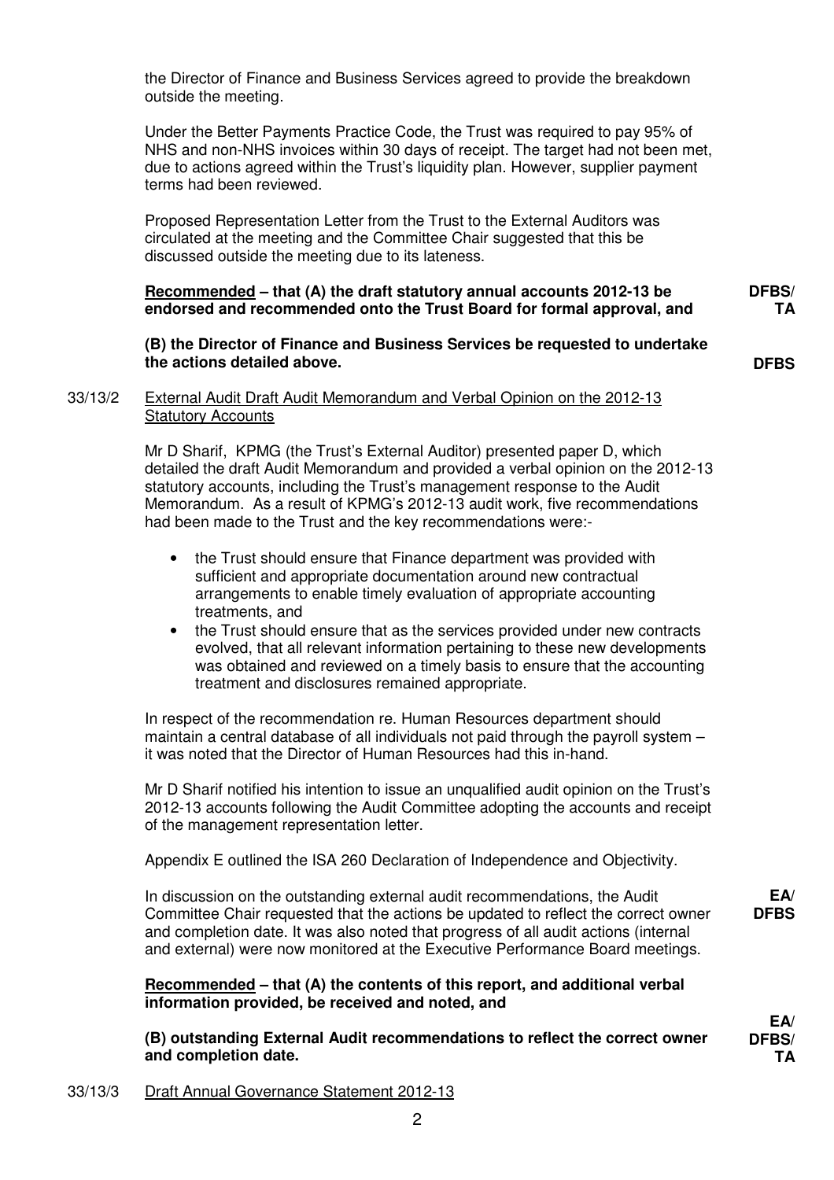the Director of Finance and Business Services agreed to provide the breakdown outside the meeting.

Under the Better Payments Practice Code, the Trust was required to pay 95% of NHS and non-NHS invoices within 30 days of receipt. The target had not been met, due to actions agreed within the Trust's liquidity plan. However, supplier payment terms had been reviewed.

Proposed Representation Letter from the Trust to the External Auditors was circulated at the meeting and the Committee Chair suggested that this be discussed outside the meeting due to its lateness.

**Recommended – that (A) the draft statutory annual accounts 2012-13 be endorsed and recommended onto the Trust Board for formal approval, and** **DFBS/ TA**

**(B) the Director of Finance and Business Services be requested to undertake the actions detailed above.** **DFBS**

33/13/2 External Audit Draft Audit Memorandum and Verbal Opinion on the 2012-13 Statutory Accounts

Mr D Sharif, KPMG (the Trust's External Auditor) presented paper D, which detailed the draft Audit Memorandum and provided a verbal opinion on the 2012-13 statutory accounts, including the Trust's management response to the Audit Memorandum. As a result of KPMG's 2012-13 audit work, five recommendations had been made to the Trust and the key recommendations were:-

- the Trust should ensure that Finance department was provided with sufficient and appropriate documentation around new contractual arrangements to enable timely evaluation of appropriate accounting treatments, and
- the Trust should ensure that as the services provided under new contracts evolved, that all relevant information pertaining to these new developments was obtained and reviewed on a timely basis to ensure that the accounting treatment and disclosures remained appropriate.

In respect of the recommendation re. Human Resources department should maintain a central database of all individuals not paid through the payroll system – it was noted that the Director of Human Resources had this in-hand.

Mr D Sharif notified his intention to issue an unqualified audit opinion on the Trust's 2012-13 accounts following the Audit Committee adopting the accounts and receipt of the management representation letter.

Appendix E outlined the ISA 260 Declaration of Independence and Objectivity.

In discussion on the outstanding external audit recommendations, the Audit Committee Chair requested that the actions be updated to reflect the correct owner and completion date. It was also noted that progress of all audit actions (internal and external) were now monitored at the Executive Performance Board meetings. **EA/ DFBS**

**Recommended – that (A) the contents of this report, and additional verbal information provided, be received and noted, and**

**(B) outstanding External Audit recommendations to reflect the correct owner and completion date.** **EA/ DFBS/ TA**

33/13/3 Draft Annual Governance Statement 2012-13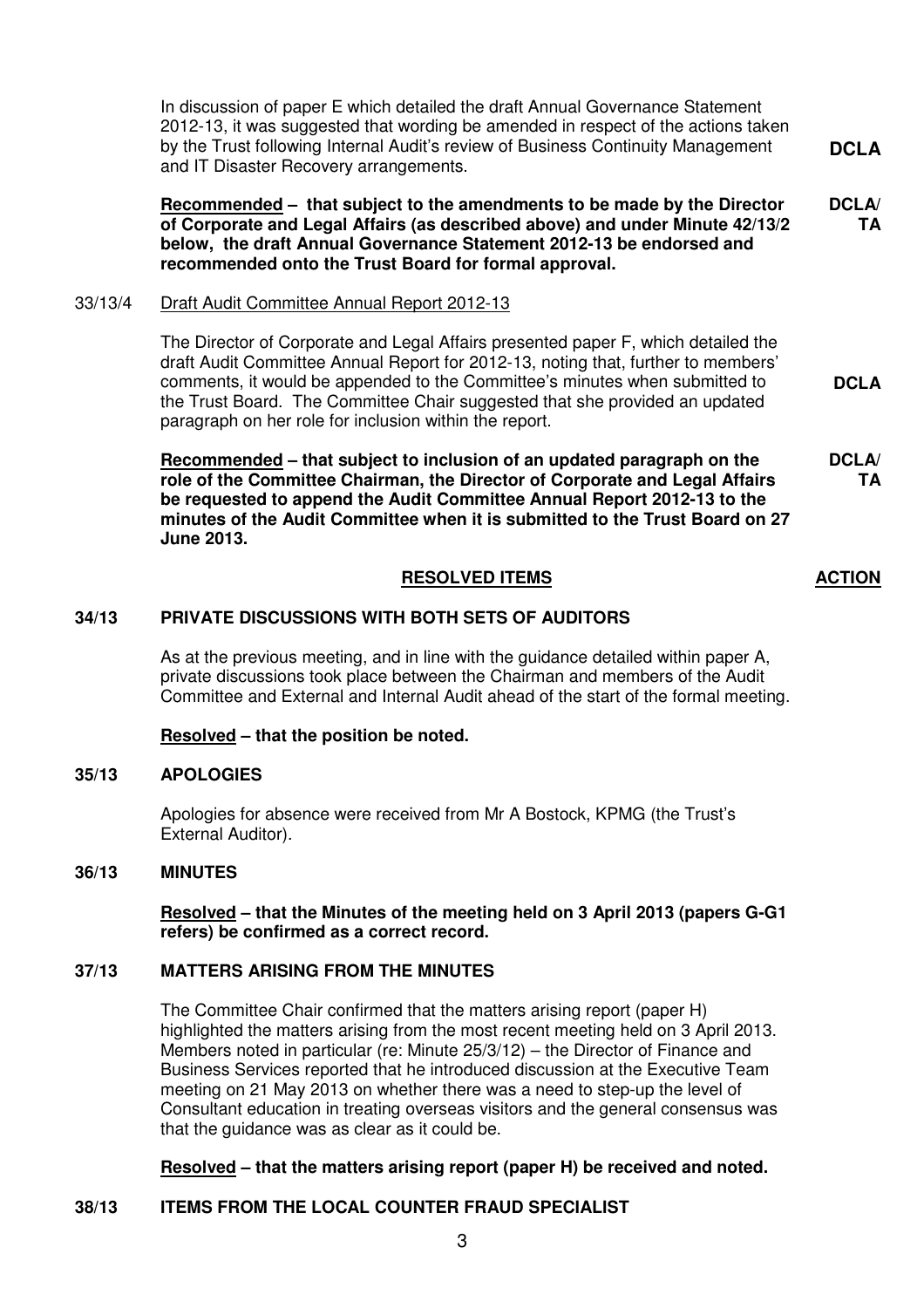In discussion of paper E which detailed the draft Annual Governance Statement 2012-13, it was suggested that wording be amended in respect of the actions taken by the Trust following Internal Audit's review of Business Continuity Management and IT Disaster Recovery arrangements. **DCLA**

**Recommended – that subject to the amendments to be made by the Director of Corporate and Legal Affairs (as described above) and under Minute 42/13/2 below, the draft Annual Governance Statement 2012-13 be endorsed and recommended onto the Trust Board for formal approval.** **DCLA/ TA**

33/13/4 Draft Audit Committee Annual Report 2012-13

The Director of Corporate and Legal Affairs presented paper F, which detailed the draft Audit Committee Annual Report for 2012-13, noting that, further to members' comments, it would be appended to the Committee's minutes when submitted to the Trust Board. The Committee Chair suggested that she provided an updated paragraph on her role for inclusion within the report. **DCLA**

**Recommended – that subject to inclusion of an updated paragraph on the role of the Committee Chairman, the Director of Corporate and Legal Affairs be requested to append the Audit Committee Annual Report 2012-13 to the minutes of the Audit Committee when it is submitted to the Trust Board on 27 June 2013.** **DCLA/ TA**

**RESOLVED ITEMS** **ACTION**

## 34/13 PRIVATE DISCUSSIONS WITH BOTH SETS OF AUDITORS

As at the previous meeting, and in line with the guidance detailed within paper A, private discussions took place between the Chairman and members of the Audit Committee and External and Internal Audit ahead of the start of the formal meeting.

**Resolved – that the position be noted.**

## 35/13 APOLOGIES

Apologies for absence were received from Mr A Bostock, KPMG (the Trust's External Auditor).

## 36/13 MINUTES

**Resolved – that the Minutes of the meeting held on 3 April 2013 (papers G-G1 refers) be confirmed as a correct record.**

## 37/13 MATTERS ARISING FROM THE MINUTES

The Committee Chair confirmed that the matters arising report (paper H) highlighted the matters arising from the most recent meeting held on 3 April 2013. Members noted in particular (re: Minute 25/3/12) – the Director of Finance and Business Services reported that he introduced discussion at the Executive Team meeting on 21 May 2013 on whether there was a need to step-up the level of Consultant education in treating overseas visitors and the general consensus was that the guidance was as clear as it could be.

**Resolved – that the matters arising report (paper H) be received and noted.**

## 38/13 ITEMS FROM THE LOCAL COUNTER FRAUD SPECIALIST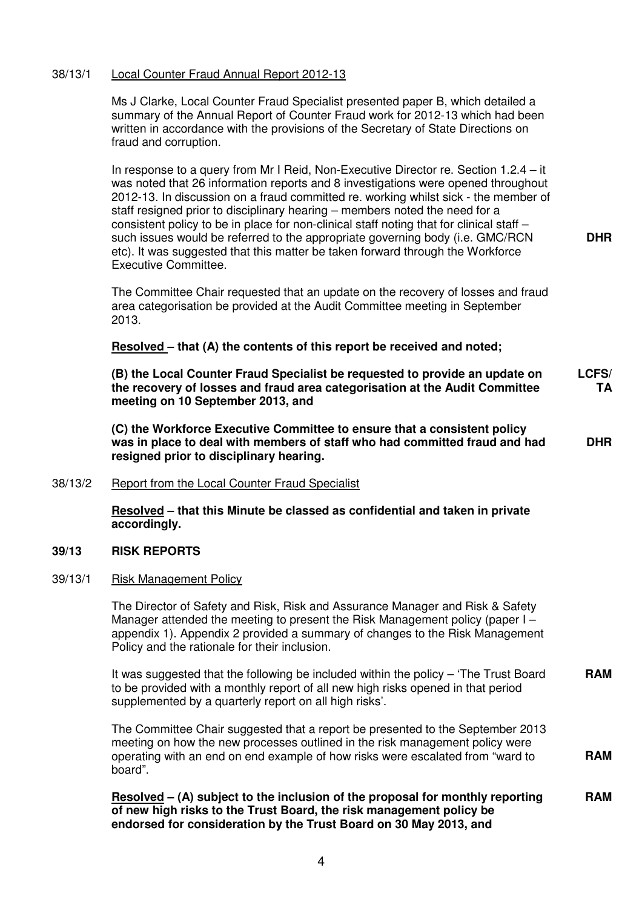38/13/1 Local Counter Fraud Annual Report 2012-13

Ms J Clarke, Local Counter Fraud Specialist presented paper B, which detailed a summary of the Annual Report of Counter Fraud work for 2012-13 which had been written in accordance with the provisions of the Secretary of State Directions on fraud and corruption.

In response to a query from Mr I Reid, Non-Executive Director re. Section 1.2.4 – it was noted that 26 information reports and 8 investigations were opened throughout 2012-13. In discussion on a fraud committed re. working whilst sick - the member of staff resigned prior to disciplinary hearing – members noted the need for a consistent policy to be in place for non-clinical staff noting that for clinical staff – such issues would be referred to the appropriate governing body (i.e. GMC/RCN etc). It was suggested that this matter be taken forward through the Workforce Executive Committee. **DHR**

The Committee Chair requested that an update on the recovery of losses and fraud area categorisation be provided at the Audit Committee meeting in September 2013.

**Resolved – that (A) the contents of this report be received and noted;**

**(B) the Local Counter Fraud Specialist be requested to provide an update on the recovery of losses and fraud area categorisation at the Audit Committee meeting on 10 September 2013, and** **LCFS/TA**

**(C) the Workforce Executive Committee to ensure that a consistent policy was in place to deal with members of staff who had committed fraud and had resigned prior to disciplinary hearing.** **DHR**

38/13/2 Report from the Local Counter Fraud Specialist

**Resolved – that this Minute be classed as confidential and taken in private accordingly.**

## 39/13 RISK REPORTS

39/13/1 Risk Management Policy

The Director of Safety and Risk, Risk and Assurance Manager and Risk & Safety Manager attended the meeting to present the Risk Management policy (paper I – appendix 1). Appendix 2 provided a summary of changes to the Risk Management Policy and the rationale for their inclusion.

It was suggested that the following be included within the policy – 'The Trust Board to be provided with a monthly report of all new high risks opened in that period supplemented by a quarterly report on all high risks'. **RAM**

The Committee Chair suggested that a report be presented to the September 2013 meeting on how the new processes outlined in the risk management policy were operating with an end on end example of how risks were escalated from "ward to board". **RAM**

**Resolved – (A) subject to the inclusion of the proposal for monthly reporting of new high risks to the Trust Board, the risk management policy be endorsed for consideration by the Trust Board on 30 May 2013, and** **RAM**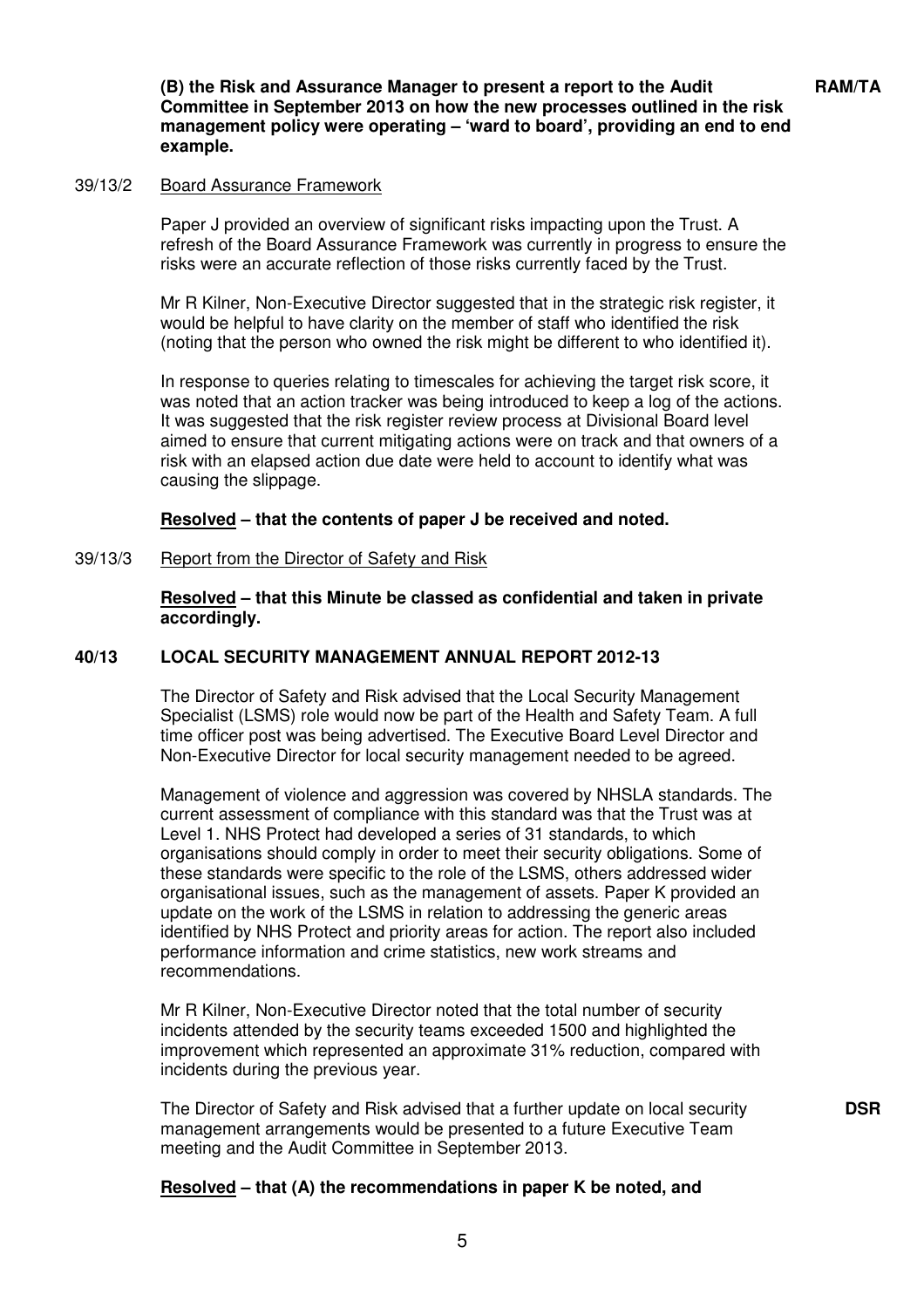**(B) the Risk and Assurance Manager to present a report to the Audit Committee in September 2013 on how the new processes outlined in the risk management policy were operating – 'ward to board', providing an end to end example.** **RAM/TA**

39/13/2 Board Assurance Framework

Paper J provided an overview of significant risks impacting upon the Trust. A refresh of the Board Assurance Framework was currently in progress to ensure the risks were an accurate reflection of those risks currently faced by the Trust.

Mr R Kilner, Non-Executive Director suggested that in the strategic risk register, it would be helpful to have clarity on the member of staff who identified the risk (noting that the person who owned the risk might be different to who identified it).

In response to queries relating to timescales for achieving the target risk score, it was noted that an action tracker was being introduced to keep a log of the actions. It was suggested that the risk register review process at Divisional Board level aimed to ensure that current mitigating actions were on track and that owners of a risk with an elapsed action due date were held to account to identify what was causing the slippage.

**Resolved – that the contents of paper J be received and noted.**

39/13/3 Report from the Director of Safety and Risk

**Resolved – that this Minute be classed as confidential and taken in private accordingly.**

**40/13 LOCAL SECURITY MANAGEMENT ANNUAL REPORT 2012-13**

The Director of Safety and Risk advised that the Local Security Management Specialist (LSMS) role would now be part of the Health and Safety Team. A full time officer post was being advertised. The Executive Board Level Director and Non-Executive Director for local security management needed to be agreed.

Management of violence and aggression was covered by NHSLA standards. The current assessment of compliance with this standard was that the Trust was at Level 1. NHS Protect had developed a series of 31 standards, to which organisations should comply in order to meet their security obligations. Some of these standards were specific to the role of the LSMS, others addressed wider organisational issues, such as the management of assets. Paper K provided an update on the work of the LSMS in relation to addressing the generic areas identified by NHS Protect and priority areas for action. The report also included performance information and crime statistics, new work streams and recommendations.

Mr R Kilner, Non-Executive Director noted that the total number of security incidents attended by the security teams exceeded 1500 and highlighted the improvement which represented an approximate 31% reduction, compared with incidents during the previous year.

The Director of Safety and Risk advised that a further update on local security management arrangements would be presented to a future Executive Team meeting and the Audit Committee in September 2013. **DSR**

**Resolved – that (A) the recommendations in paper K be noted, and**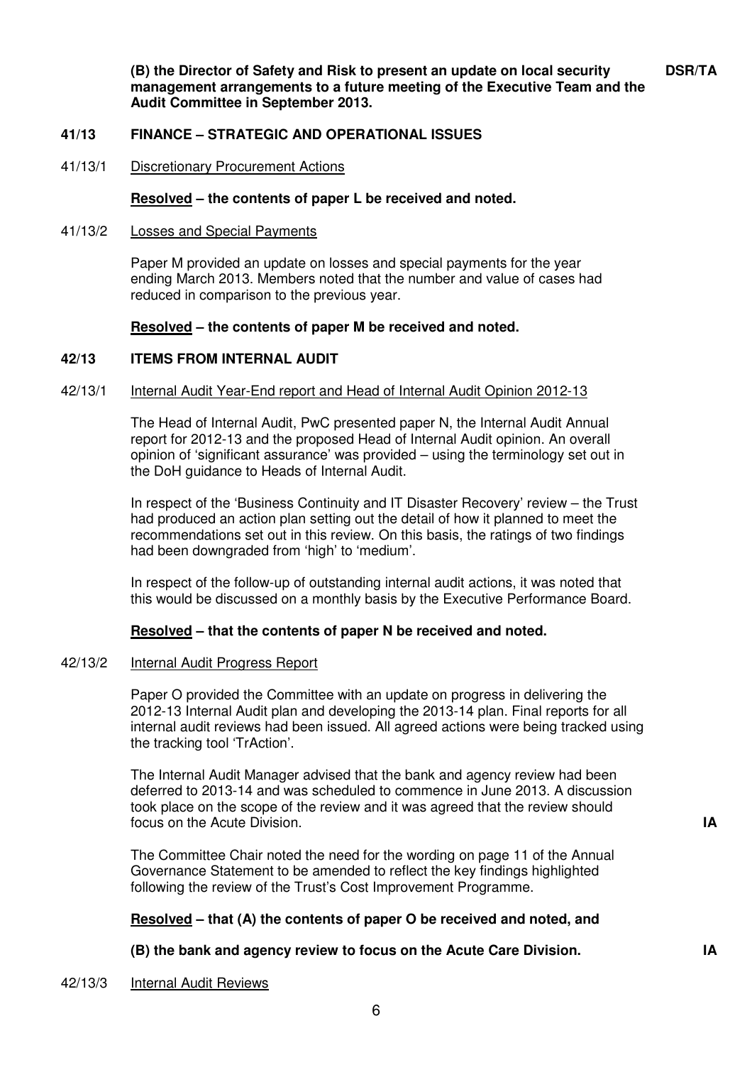**(B) the Director of Safety and Risk to present an update on local security management arrangements to a future meeting of the Executive Team and the Audit Committee in September 2013.** **DSR/TA**

## 41/13 FINANCE – STRATEGIC AND OPERATIONAL ISSUES

41/13/1 Discretionary Procurement Actions

**Resolved – the contents of paper L be received and noted.**

41/13/2 Losses and Special Payments

Paper M provided an update on losses and special payments for the year ending March 2013. Members noted that the number and value of cases had reduced in comparison to the previous year.

**Resolved – the contents of paper M be received and noted.**

## 42/13 ITEMS FROM INTERNAL AUDIT

42/13/1 Internal Audit Year-End report and Head of Internal Audit Opinion 2012-13

The Head of Internal Audit, PwC presented paper N, the Internal Audit Annual report for 2012-13 and the proposed Head of Internal Audit opinion. An overall opinion of 'significant assurance' was provided – using the terminology set out in the DoH guidance to Heads of Internal Audit.

In respect of the 'Business Continuity and IT Disaster Recovery' review – the Trust had produced an action plan setting out the detail of how it planned to meet the recommendations set out in this review. On this basis, the ratings of two findings had been downgraded from 'high' to 'medium'.

In respect of the follow-up of outstanding internal audit actions, it was noted that this would be discussed on a monthly basis by the Executive Performance Board.

**Resolved – that the contents of paper N be received and noted.**

42/13/2 Internal Audit Progress Report

Paper O provided the Committee with an update on progress in delivering the 2012-13 Internal Audit plan and developing the 2013-14 plan. Final reports for all internal audit reviews had been issued. All agreed actions were being tracked using the tracking tool 'TrAction'.

The Internal Audit Manager advised that the bank and agency review had been deferred to 2013-14 and was scheduled to commence in June 2013. A discussion took place on the scope of the review and it was agreed that the review should focus on the Acute Division. **IA**

The Committee Chair noted the need for the wording on page 11 of the Annual Governance Statement to be amended to reflect the key findings highlighted following the review of the Trust's Cost Improvement Programme.

**Resolved – that (A) the contents of paper O be received and noted, and**

**(B) the bank and agency review to focus on the Acute Care Division.** **IA**

42/13/3 Internal Audit Reviews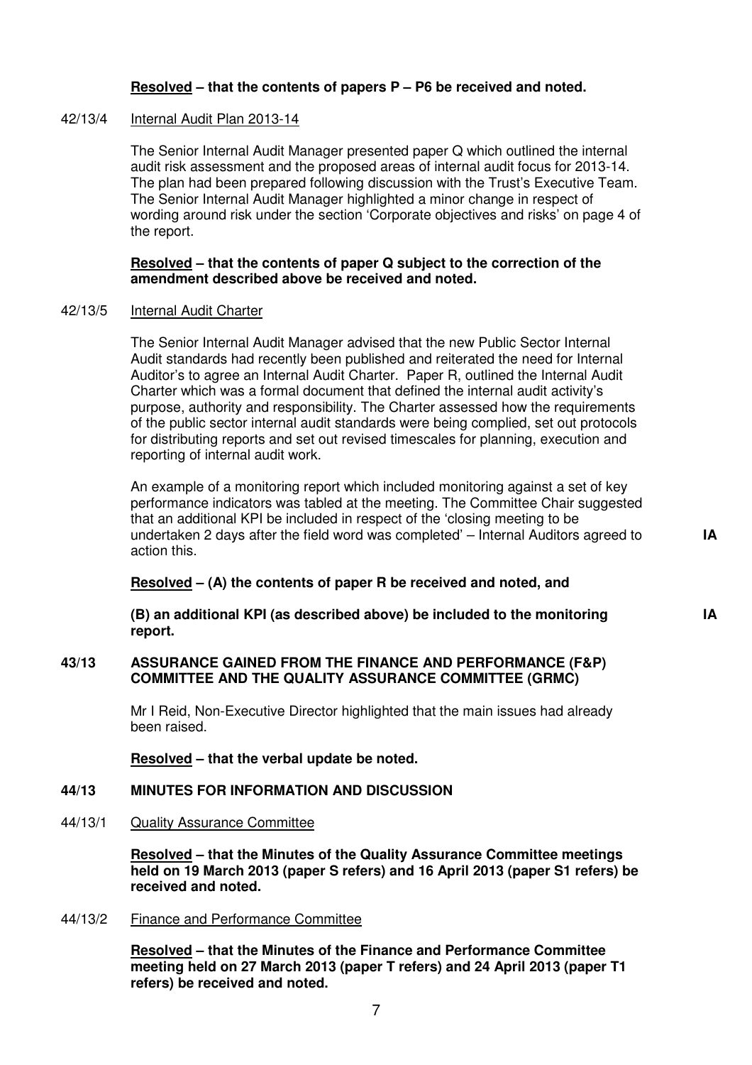**Resolved – that the contents of papers P – P6 be received and noted.**

42/13/4 Internal Audit Plan 2013-14

The Senior Internal Audit Manager presented paper Q which outlined the internal audit risk assessment and the proposed areas of internal audit focus for 2013-14. The plan had been prepared following discussion with the Trust's Executive Team. The Senior Internal Audit Manager highlighted a minor change in respect of wording around risk under the section 'Corporate objectives and risks' on page 4 of the report.

**Resolved – that the contents of paper Q subject to the correction of the amendment described above be received and noted.**

42/13/5 Internal Audit Charter

The Senior Internal Audit Manager advised that the new Public Sector Internal Audit standards had recently been published and reiterated the need for Internal Auditor's to agree an Internal Audit Charter. Paper R, outlined the Internal Audit Charter which was a formal document that defined the internal audit activity's purpose, authority and responsibility. The Charter assessed how the requirements of the public sector internal audit standards were being complied, set out protocols for distributing reports and set out revised timescales for planning, execution and reporting of internal audit work.

An example of a monitoring report which included monitoring against a set of key performance indicators was tabled at the meeting. The Committee Chair suggested that an additional KPI be included in respect of the 'closing meeting to be undertaken 2 days after the field word was completed' – Internal Auditors agreed to action this. **IA**

**Resolved – (A) the contents of paper R be received and noted, and**

**(B) an additional KPI (as described above) be included to the monitoring report.** **IA**

**43/13 ASSURANCE GAINED FROM THE FINANCE AND PERFORMANCE (F&P) COMMITTEE AND THE QUALITY ASSURANCE COMMITTEE (GRMC)**

Mr I Reid, Non-Executive Director highlighted that the main issues had already been raised.

**Resolved – that the verbal update be noted.**

**44/13 MINUTES FOR INFORMATION AND DISCUSSION**

44/13/1 Quality Assurance Committee

**Resolved – that the Minutes of the Quality Assurance Committee meetings held on 19 March 2013 (paper S refers) and 16 April 2013 (paper S1 refers) be received and noted.**

44/13/2 Finance and Performance Committee

**Resolved – that the Minutes of the Finance and Performance Committee meeting held on 27 March 2013 (paper T refers) and 24 April 2013 (paper T1 refers) be received and noted.**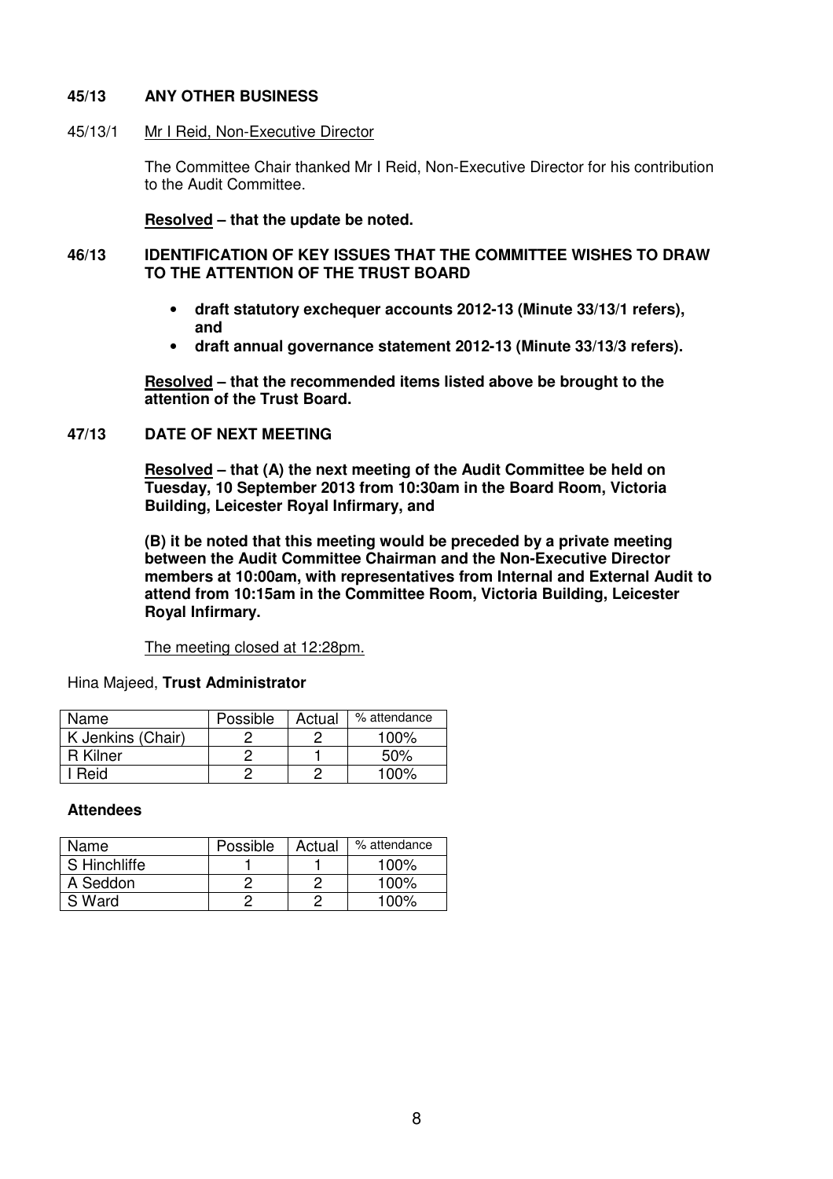**45/13 ANY OTHER BUSINESS**

45/13/1 Mr I Reid, Non-Executive Director

The Committee Chair thanked Mr I Reid, Non-Executive Director for his contribution to the Audit Committee.

**Resolved – that the update be noted.**

**46/13 IDENTIFICATION OF KEY ISSUES THAT THE COMMITTEE WISHES TO DRAW TO THE ATTENTION OF THE TRUST BOARD**

- **draft statutory exchequer accounts 2012-13 (Minute 33/13/1 refers), and**
- **draft annual governance statement 2012-13 (Minute 33/13/3 refers).**

**Resolved – that the recommended items listed above be brought to the attention of the Trust Board.**

**47/13 DATE OF NEXT MEETING**

**Resolved – that (A) the next meeting of the Audit Committee be held on Tuesday, 10 September 2013 from 10:30am in the Board Room, Victoria Building, Leicester Royal Infirmary, and**

**(B) it be noted that this meeting would be preceded by a private meeting between the Audit Committee Chairman and the Non-Executive Director members at 10:00am, with representatives from Internal and External Audit to attend from 10:15am in the Committee Room, Victoria Building, Leicester Royal Infirmary.**

The meeting closed at 12:28pm.

Hina Majeed, **Trust Administrator**

| Name | Possible | Actual | % attendance |
|---|---|---|---|
| K Jenkins (Chair) | 2 | 2 | 100% |
| R Kilner | 2 | 1 | 50% |
| I Reid | 2 | 2 | 100% |

**Attendees**

| Name | Possible | Actual | % attendance |
|---|---|---|---|
| S Hinchliffe | 1 | 1 | 100% |
| A Seddon | 2 | 2 | 100% |
| S Ward | 2 | 2 | 100% |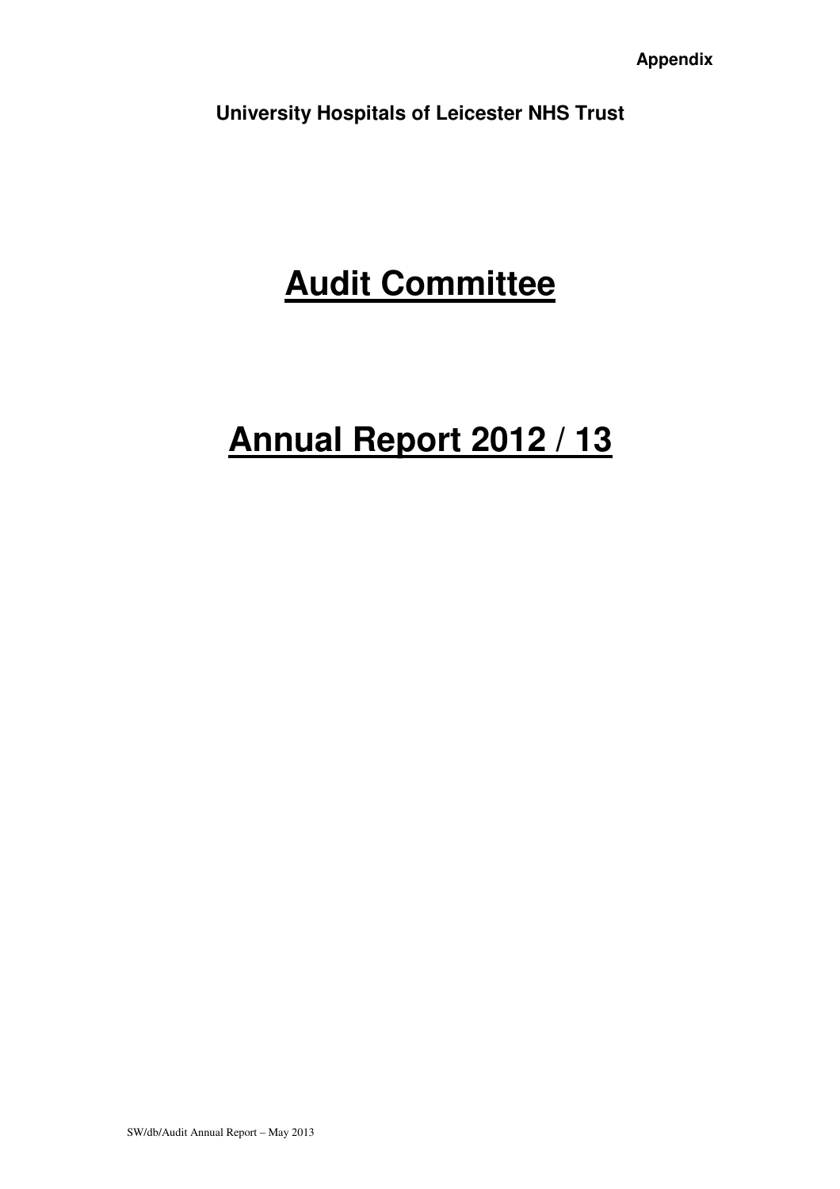**Appendix**

**University Hospitals of Leicester NHS Trust**

# Audit Committee

# Annual Report 2012 / 13

SW/db/Audit Annual Report – May 2013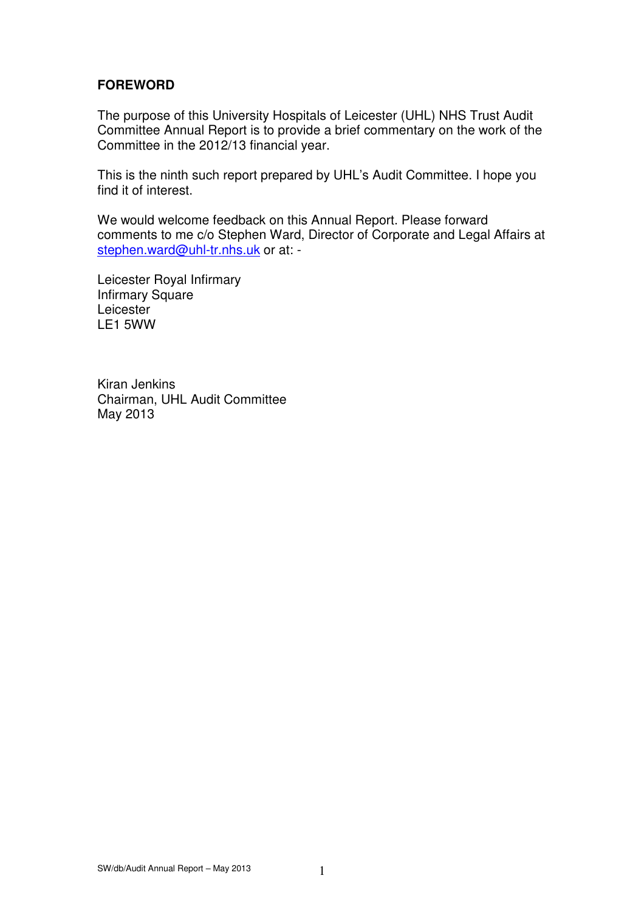## FOREWORD

The purpose of this University Hospitals of Leicester (UHL) NHS Trust Audit Committee Annual Report is to provide a brief commentary on the work of the Committee in the 2012/13 financial year.

This is the ninth such report prepared by UHL's Audit Committee. I hope you find it of interest.

We would welcome feedback on this Annual Report. Please forward comments to me c/o Stephen Ward, Director of Corporate and Legal Affairs at stephen.ward@uhl-tr.nhs.uk or at: -

Leicester Royal Infirmary  
Infirmary Square  
Leicester  
LE1 5WW

Kiran Jenkins  
Chairman, UHL Audit Committee  
May 2013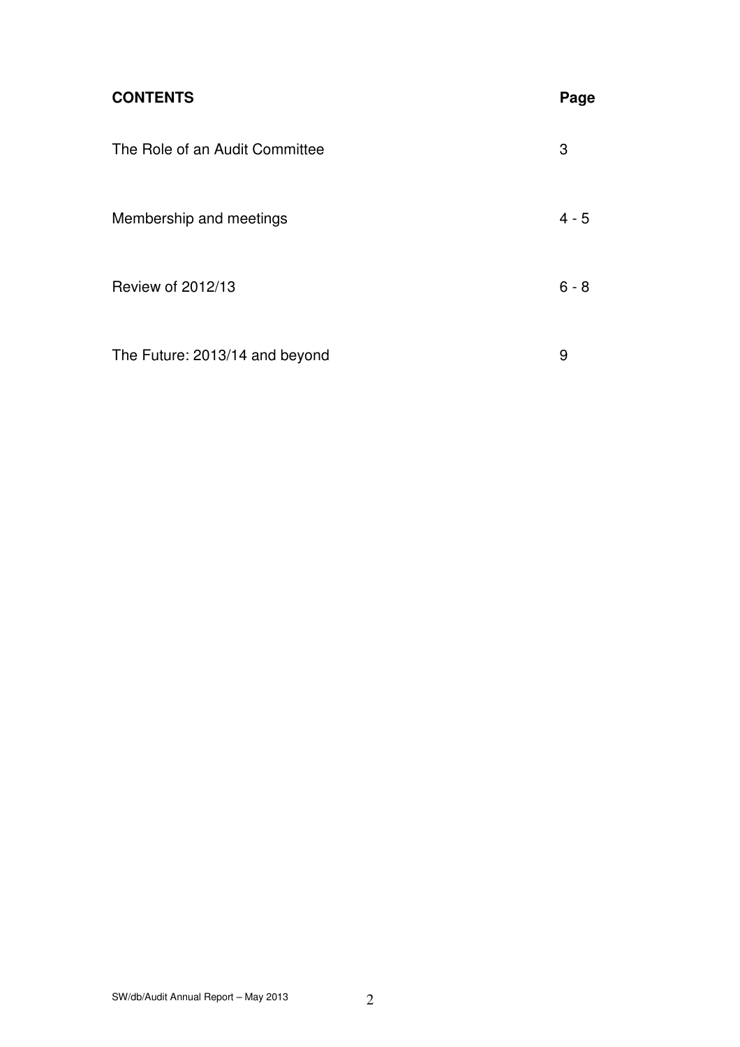| **CONTENTS** | **Page** |
| --- | --- |
| The Role of an Audit Committee | 3 |
| Membership and meetings | 4 - 5 |
| Review of 2012/13 | 6 - 8 |
| The Future: 2013/14 and beyond | 9 |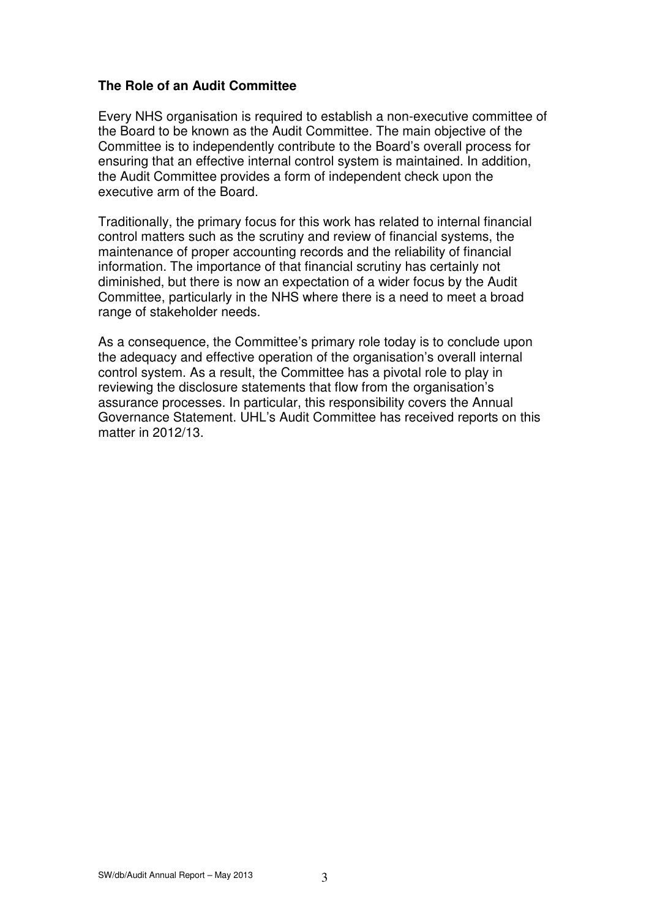**The Role of an Audit Committee**

Every NHS organisation is required to establish a non-executive committee of the Board to be known as the Audit Committee. The main objective of the Committee is to independently contribute to the Board's overall process for ensuring that an effective internal control system is maintained. In addition, the Audit Committee provides a form of independent check upon the executive arm of the Board.

Traditionally, the primary focus for this work has related to internal financial control matters such as the scrutiny and review of financial systems, the maintenance of proper accounting records and the reliability of financial information. The importance of that financial scrutiny has certainly not diminished, but there is now an expectation of a wider focus by the Audit Committee, particularly in the NHS where there is a need to meet a broad range of stakeholder needs.

As a consequence, the Committee's primary role today is to conclude upon the adequacy and effective operation of the organisation's overall internal control system. As a result, the Committee has a pivotal role to play in reviewing the disclosure statements that flow from the organisation's assurance processes. In particular, this responsibility covers the Annual Governance Statement. UHL's Audit Committee has received reports on this matter in 2012/13.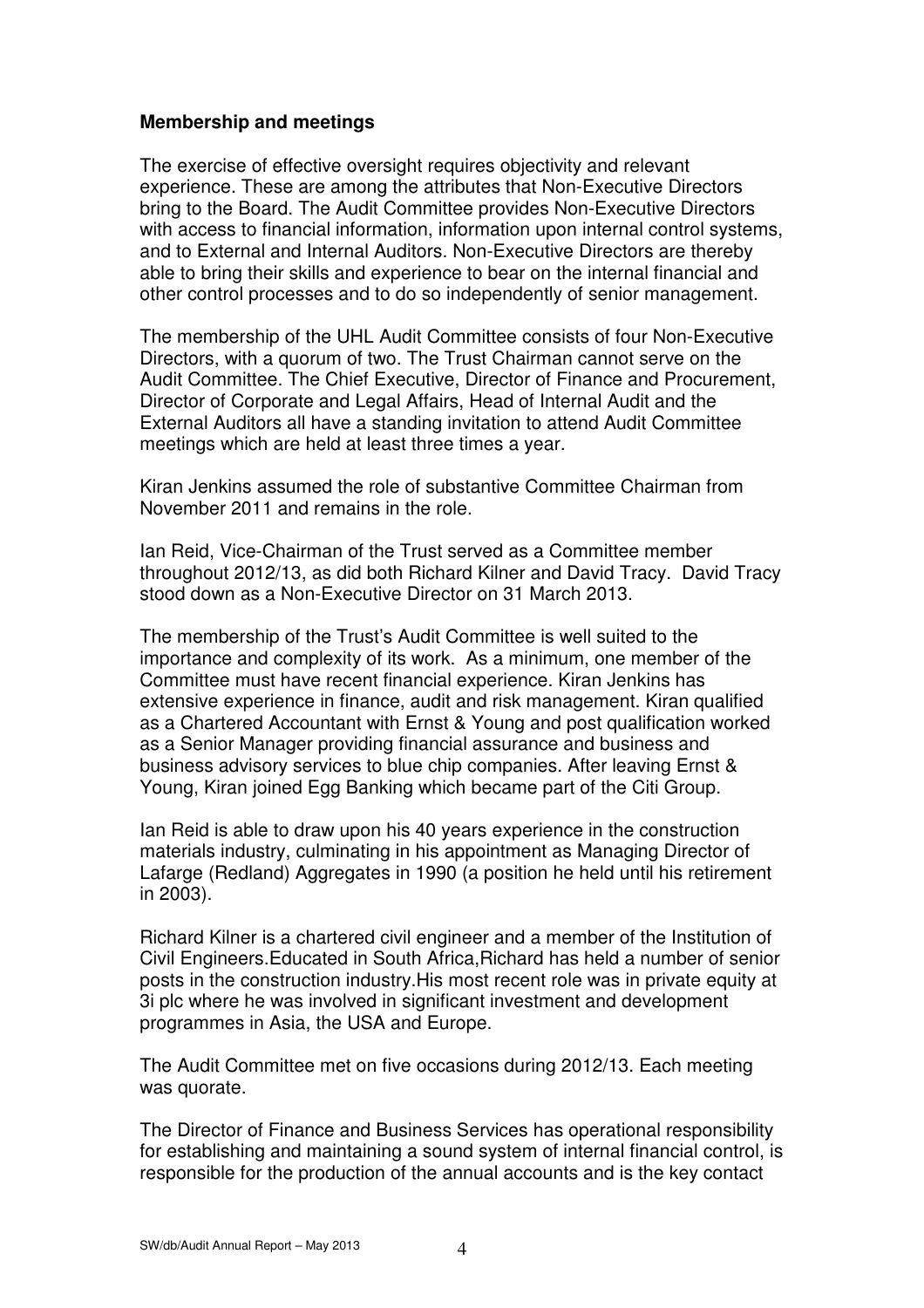**Membership and meetings**

The exercise of effective oversight requires objectivity and relevant experience. These are among the attributes that Non-Executive Directors bring to the Board. The Audit Committee provides Non-Executive Directors with access to financial information, information upon internal control systems, and to External and Internal Auditors. Non-Executive Directors are thereby able to bring their skills and experience to bear on the internal financial and other control processes and to do so independently of senior management.

The membership of the UHL Audit Committee consists of four Non-Executive Directors, with a quorum of two. The Trust Chairman cannot serve on the Audit Committee. The Chief Executive, Director of Finance and Procurement, Director of Corporate and Legal Affairs, Head of Internal Audit and the External Auditors all have a standing invitation to attend Audit Committee meetings which are held at least three times a year.

Kiran Jenkins assumed the role of substantive Committee Chairman from November 2011 and remains in the role.

Ian Reid, Vice-Chairman of the Trust served as a Committee member throughout 2012/13, as did both Richard Kilner and David Tracy. David Tracy stood down as a Non-Executive Director on 31 March 2013.

The membership of the Trust's Audit Committee is well suited to the importance and complexity of its work. As a minimum, one member of the Committee must have recent financial experience. Kiran Jenkins has extensive experience in finance, audit and risk management. Kiran qualified as a Chartered Accountant with Ernst & Young and post qualification worked as a Senior Manager providing financial assurance and business and business advisory services to blue chip companies. After leaving Ernst & Young, Kiran joined Egg Banking which became part of the Citi Group.

Ian Reid is able to draw upon his 40 years experience in the construction materials industry, culminating in his appointment as Managing Director of Lafarge (Redland) Aggregates in 1990 (a position he held until his retirement in 2003).

Richard Kilner is a chartered civil engineer and a member of the Institution of Civil Engineers.Educated in South Africa,Richard has held a number of senior posts in the construction industry.His most recent role was in private equity at 3i plc where he was involved in significant investment and development programmes in Asia, the USA and Europe.

The Audit Committee met on five occasions during 2012/13. Each meeting was quorate.

The Director of Finance and Business Services has operational responsibility for establishing and maintaining a sound system of internal financial control, is responsible for the production of the annual accounts and is the key contact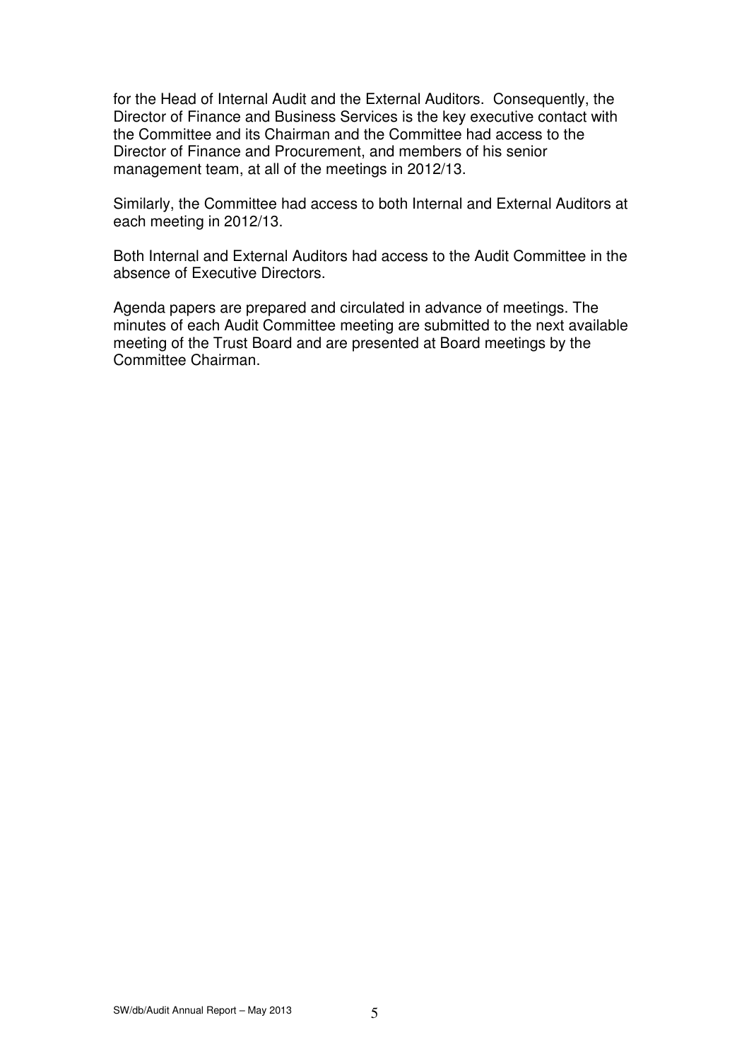for the Head of Internal Audit and the External Auditors. Consequently, the Director of Finance and Business Services is the key executive contact with the Committee and its Chairman and the Committee had access to the Director of Finance and Procurement, and members of his senior management team, at all of the meetings in 2012/13.

Similarly, the Committee had access to both Internal and External Auditors at each meeting in 2012/13.

Both Internal and External Auditors had access to the Audit Committee in the absence of Executive Directors.

Agenda papers are prepared and circulated in advance of meetings. The minutes of each Audit Committee meeting are submitted to the next available meeting of the Trust Board and are presented at Board meetings by the Committee Chairman.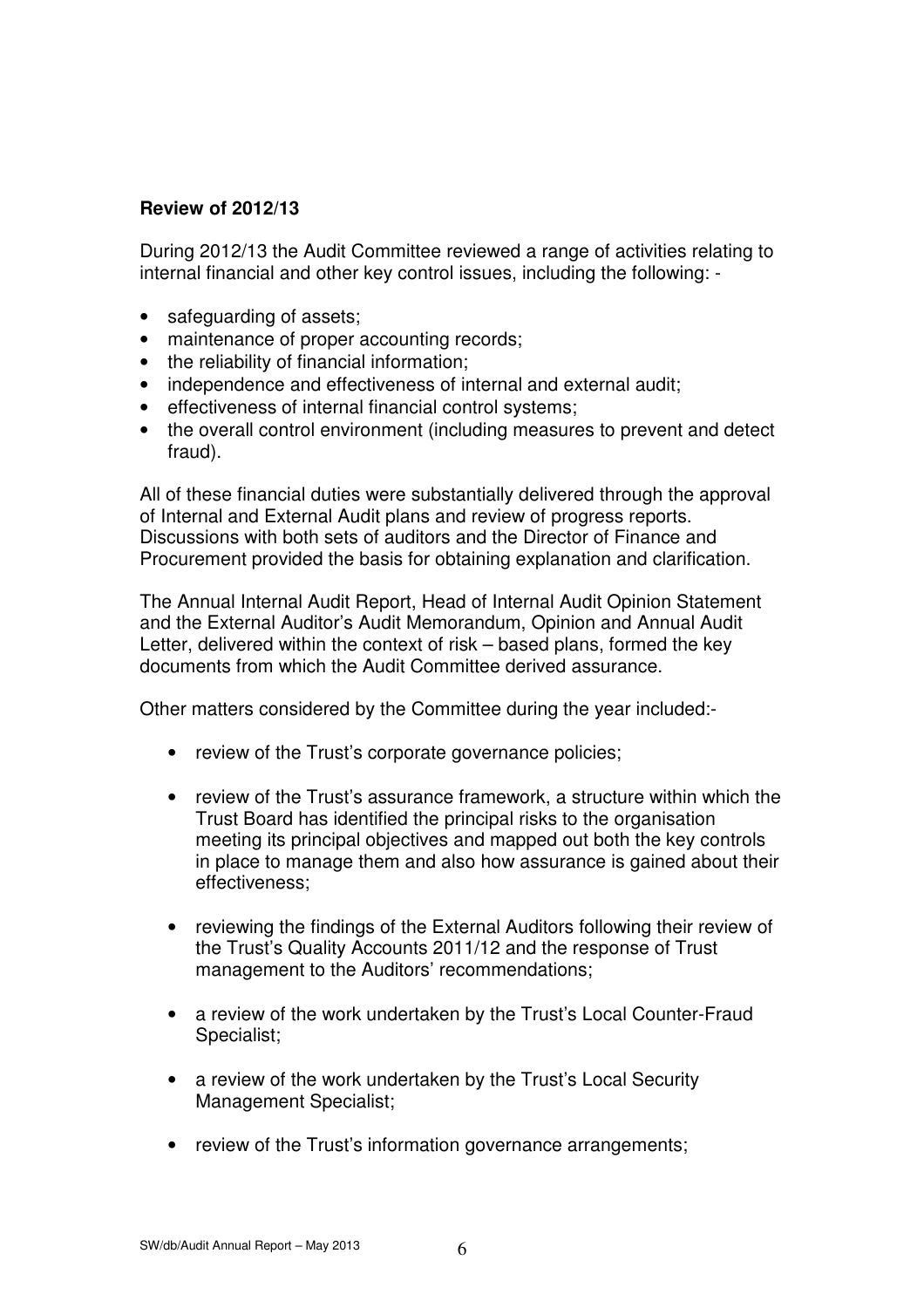**Review of 2012/13**

During 2012/13 the Audit Committee reviewed a range of activities relating to internal financial and other key control issues, including the following: -

- safeguarding of assets;
- maintenance of proper accounting records;
- the reliability of financial information;
- independence and effectiveness of internal and external audit;
- effectiveness of internal financial control systems;
- the overall control environment (including measures to prevent and detect fraud).

All of these financial duties were substantially delivered through the approval of Internal and External Audit plans and review of progress reports. Discussions with both sets of auditors and the Director of Finance and Procurement provided the basis for obtaining explanation and clarification.

The Annual Internal Audit Report, Head of Internal Audit Opinion Statement and the External Auditor's Audit Memorandum, Opinion and Annual Audit Letter, delivered within the context of risk – based plans, formed the key documents from which the Audit Committee derived assurance.

Other matters considered by the Committee during the year included:-

- review of the Trust's corporate governance policies;
- review of the Trust's assurance framework, a structure within which the Trust Board has identified the principal risks to the organisation meeting its principal objectives and mapped out both the key controls in place to manage them and also how assurance is gained about their effectiveness;
- reviewing the findings of the External Auditors following their review of the Trust's Quality Accounts 2011/12 and the response of Trust management to the Auditors' recommendations;
- a review of the work undertaken by the Trust's Local Counter-Fraud Specialist;
- a review of the work undertaken by the Trust's Local Security Management Specialist;
- review of the Trust's information governance arrangements;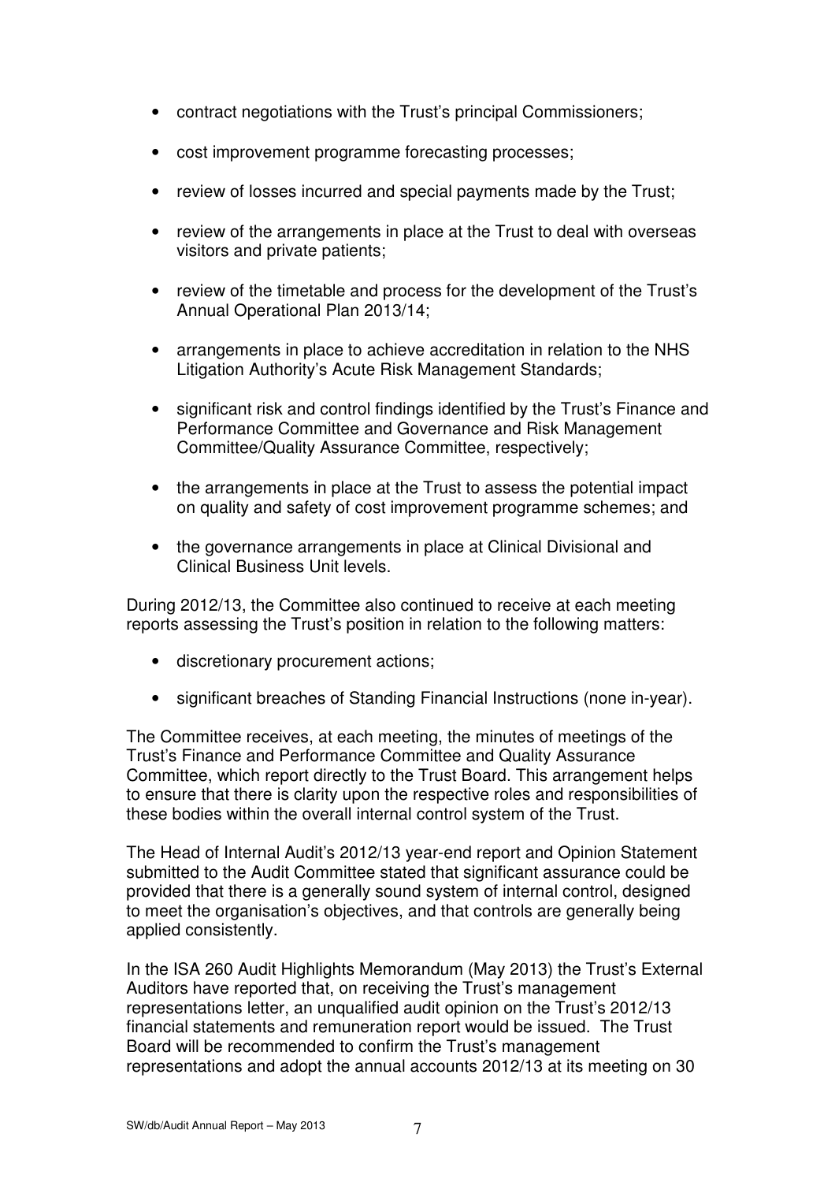- contract negotiations with the Trust's principal Commissioners;
- cost improvement programme forecasting processes;
- review of losses incurred and special payments made by the Trust;
- review of the arrangements in place at the Trust to deal with overseas visitors and private patients;
- review of the timetable and process for the development of the Trust's Annual Operational Plan 2013/14;
- arrangements in place to achieve accreditation in relation to the NHS Litigation Authority's Acute Risk Management Standards;
- significant risk and control findings identified by the Trust's Finance and Performance Committee and Governance and Risk Management Committee/Quality Assurance Committee, respectively;
- the arrangements in place at the Trust to assess the potential impact on quality and safety of cost improvement programme schemes; and
- the governance arrangements in place at Clinical Divisional and Clinical Business Unit levels.

During 2012/13, the Committee also continued to receive at each meeting reports assessing the Trust's position in relation to the following matters:

- discretionary procurement actions;
- significant breaches of Standing Financial Instructions (none in-year).

The Committee receives, at each meeting, the minutes of meetings of the Trust's Finance and Performance Committee and Quality Assurance Committee, which report directly to the Trust Board. This arrangement helps to ensure that there is clarity upon the respective roles and responsibilities of these bodies within the overall internal control system of the Trust.

The Head of Internal Audit's 2012/13 year-end report and Opinion Statement submitted to the Audit Committee stated that significant assurance could be provided that there is a generally sound system of internal control, designed to meet the organisation's objectives, and that controls are generally being applied consistently.

In the ISA 260 Audit Highlights Memorandum (May 2013) the Trust's External Auditors have reported that, on receiving the Trust's management representations letter, an unqualified audit opinion on the Trust's 2012/13 financial statements and remuneration report would be issued. The Trust Board will be recommended to confirm the Trust's management representations and adopt the annual accounts 2012/13 at its meeting on 30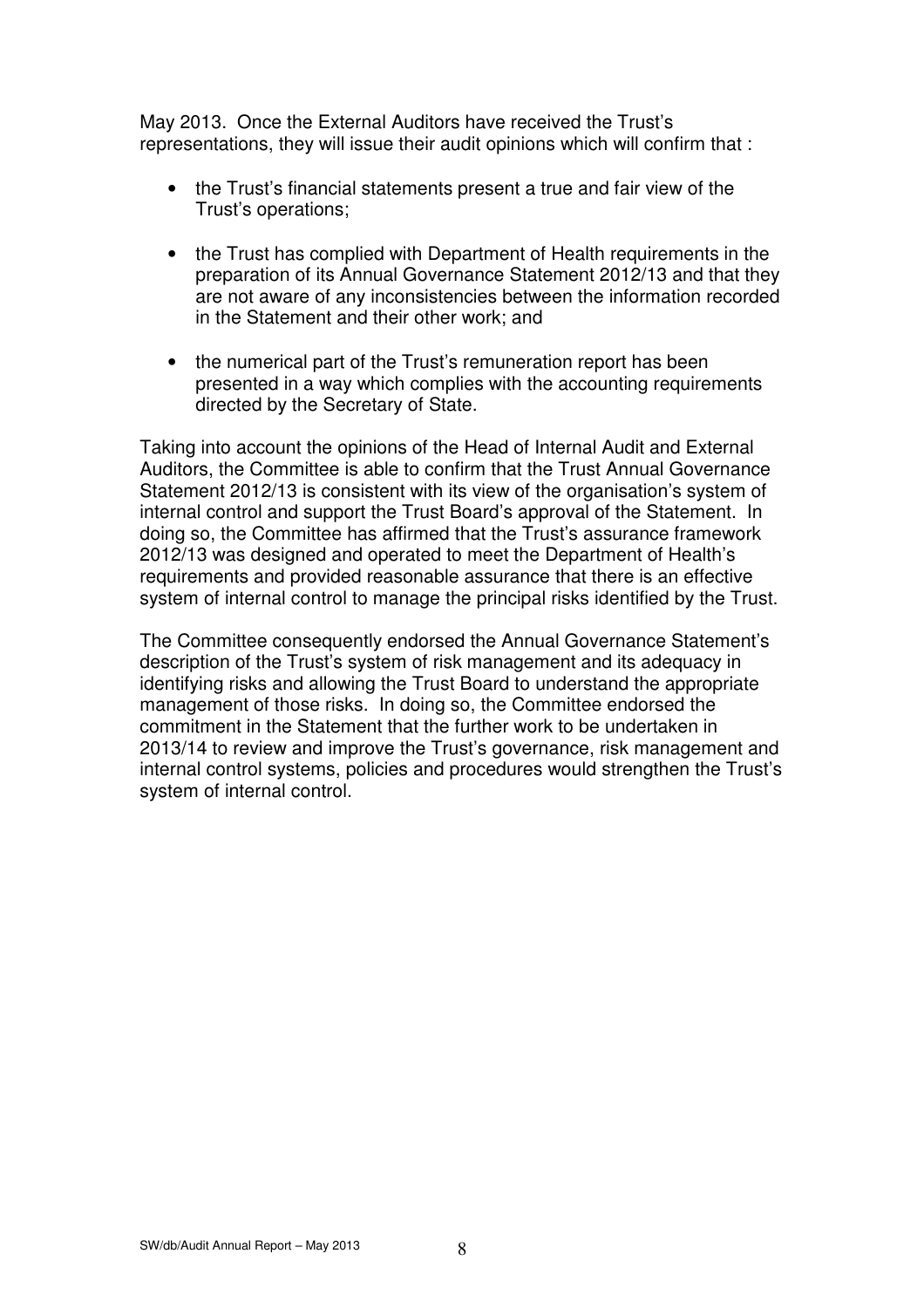May 2013. Once the External Auditors have received the Trust's representations, they will issue their audit opinions which will confirm that :

- the Trust's financial statements present a true and fair view of the Trust's operations;
- the Trust has complied with Department of Health requirements in the preparation of its Annual Governance Statement 2012/13 and that they are not aware of any inconsistencies between the information recorded in the Statement and their other work; and
- the numerical part of the Trust's remuneration report has been presented in a way which complies with the accounting requirements directed by the Secretary of State.

Taking into account the opinions of the Head of Internal Audit and External Auditors, the Committee is able to confirm that the Trust Annual Governance Statement 2012/13 is consistent with its view of the organisation's system of internal control and support the Trust Board's approval of the Statement. In doing so, the Committee has affirmed that the Trust's assurance framework 2012/13 was designed and operated to meet the Department of Health's requirements and provided reasonable assurance that there is an effective system of internal control to manage the principal risks identified by the Trust.

The Committee consequently endorsed the Annual Governance Statement's description of the Trust's system of risk management and its adequacy in identifying risks and allowing the Trust Board to understand the appropriate management of those risks. In doing so, the Committee endorsed the commitment in the Statement that the further work to be undertaken in 2013/14 to review and improve the Trust's governance, risk management and internal control systems, policies and procedures would strengthen the Trust's system of internal control.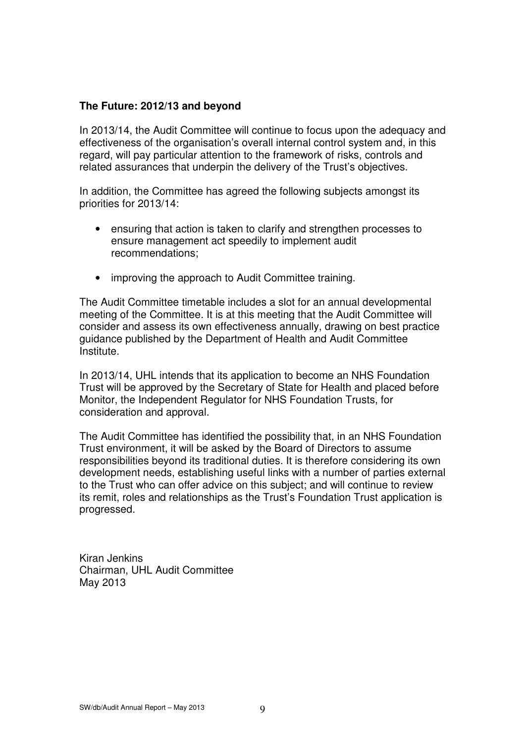**The Future: 2012/13 and beyond**

In 2013/14, the Audit Committee will continue to focus upon the adequacy and effectiveness of the organisation's overall internal control system and, in this regard, will pay particular attention to the framework of risks, controls and related assurances that underpin the delivery of the Trust's objectives.

In addition, the Committee has agreed the following subjects amongst its priorities for 2013/14:

- ensuring that action is taken to clarify and strengthen processes to ensure management act speedily to implement audit recommendations;
- improving the approach to Audit Committee training.

The Audit Committee timetable includes a slot for an annual developmental meeting of the Committee. It is at this meeting that the Audit Committee will consider and assess its own effectiveness annually, drawing on best practice guidance published by the Department of Health and Audit Committee Institute.

In 2013/14, UHL intends that its application to become an NHS Foundation Trust will be approved by the Secretary of State for Health and placed before Monitor, the Independent Regulator for NHS Foundation Trusts, for consideration and approval.

The Audit Committee has identified the possibility that, in an NHS Foundation Trust environment, it will be asked by the Board of Directors to assume responsibilities beyond its traditional duties. It is therefore considering its own development needs, establishing useful links with a number of parties external to the Trust who can offer advice on this subject; and will continue to review its remit, roles and relationships as the Trust's Foundation Trust application is progressed.

Kiran Jenkins
Chairman, UHL Audit Committee
May 2013